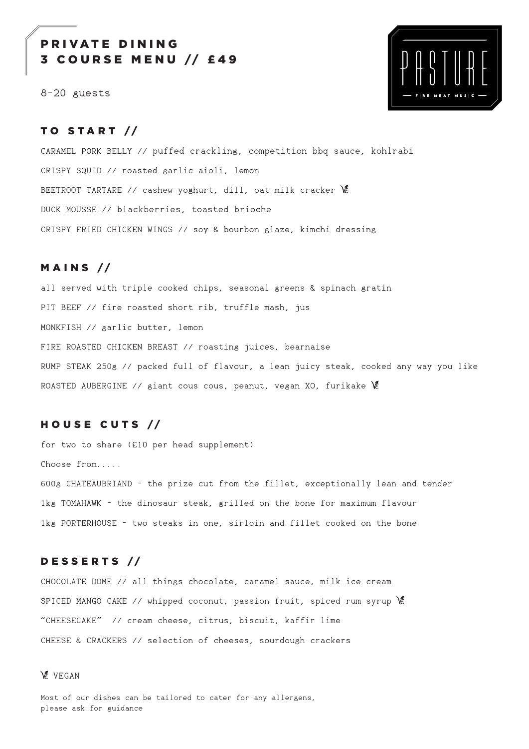# PRIVATE DINING
# 3 COURSE MENU // £49

8-20 guests

PASTURE

— FIRE MEAT MUSIC —

## TO START //

CARAMEL PORK BELLY // puffed crackling, competition bbq sauce, kohlrabi

CRISPY SQUID // roasted garlic aioli, lemon

BEETROOT TARTARE // cashew yoghurt, dill, oat milk cracker Ve

DUCK MOUSSE // blackberries, toasted brioche

CRISPY FRIED CHICKEN WINGS // soy & bourbon glaze, kimchi dressing

## MAINS //

all served with triple cooked chips, seasonal greens & spinach gratin

PIT BEEF // fire roasted short rib, truffle mash, jus

MONKFISH // garlic butter, lemon

FIRE ROASTED CHICKEN BREAST // roasting juices, bearnaise

RUMP STEAK 250g // packed full of flavour, a lean juicy steak, cooked any way you like

ROASTED AUBERGINE // giant cous cous, peanut, vegan XO, furikake Ve

## HOUSE CUTS //

for two to share (£10 per head supplement)

Choose from.....

600g CHATEAUBRIAND – the prize cut from the fillet, exceptionally lean and tender

1kg TOMAHAWK – the dinosaur steak, grilled on the bone for maximum flavour

1kg PORTERHOUSE – two steaks in one, sirloin and fillet cooked on the bone

## DESSERTS //

CHOCOLATE DOME // all things chocolate, caramel sauce, milk ice cream

SPICED MANGO CAKE // whipped coconut, passion fruit, spiced rum syrup Ve

"CHEESECAKE" // cream cheese, citrus, biscuit, kaffir lime

CHEESE & CRACKERS // selection of cheeses, sourdough crackers

Ve VEGAN

Most of our dishes can be tailored to cater for any allergens,
please ask for guidance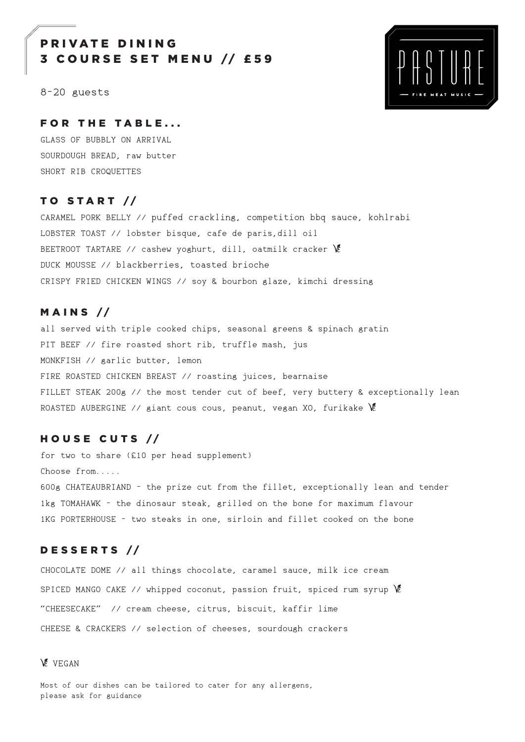# PRIVATE DINING
# 3 COURSE SET MENU // £59

PASTURE
FIRE MEAT MUSIC

8-20 guests

## FOR THE TABLE...

GLASS OF BUBBLY ON ARRIVAL
SOURDOUGH BREAD, raw butter
SHORT RIB CROQUETTES

## TO START //

CARAMEL PORK BELLY // puffed crackling, competition bbq sauce, kohlrabi
LOBSTER TOAST // lobster bisque, cafe de paris,dill oil
BEETROOT TARTARE // cashew yoghurt, dill, oatmilk cracker Ve
DUCK MOUSSE // blackberries, toasted brioche
CRISPY FRIED CHICKEN WINGS // soy & bourbon glaze, kimchi dressing

## MAINS //

all served with triple cooked chips, seasonal greens & spinach gratin
PIT BEEF // fire roasted short rib, truffle mash, jus
MONKFISH // garlic butter, lemon
FIRE ROASTED CHICKEN BREAST // roasting juices, bearnaise
FILLET STEAK 200g // the most tender cut of beef, very buttery & exceptionally lean
ROASTED AUBERGINE // giant cous cous, peanut, vegan XO, furikake Ve

## HOUSE CUTS //

for two to share (£10 per head supplement)
Choose from.....
600g CHATEAUBRIAND – the prize cut from the fillet, exceptionally lean and tender
1kg TOMAHAWK – the dinosaur steak, grilled on the bone for maximum flavour
1KG PORTERHOUSE – two steaks in one, sirloin and fillet cooked on the bone

## DESSERTS //

CHOCOLATE DOME // all things chocolate, caramel sauce, milk ice cream
SPICED MANGO CAKE // whipped coconut, passion fruit, spiced rum syrup Ve
"CHEESECAKE" // cream cheese, citrus, biscuit, kaffir lime
CHEESE & CRACKERS // selection of cheeses, sourdough crackers

Ve VEGAN

Most of our dishes can be tailored to cater for any allergens,
please ask for guidance